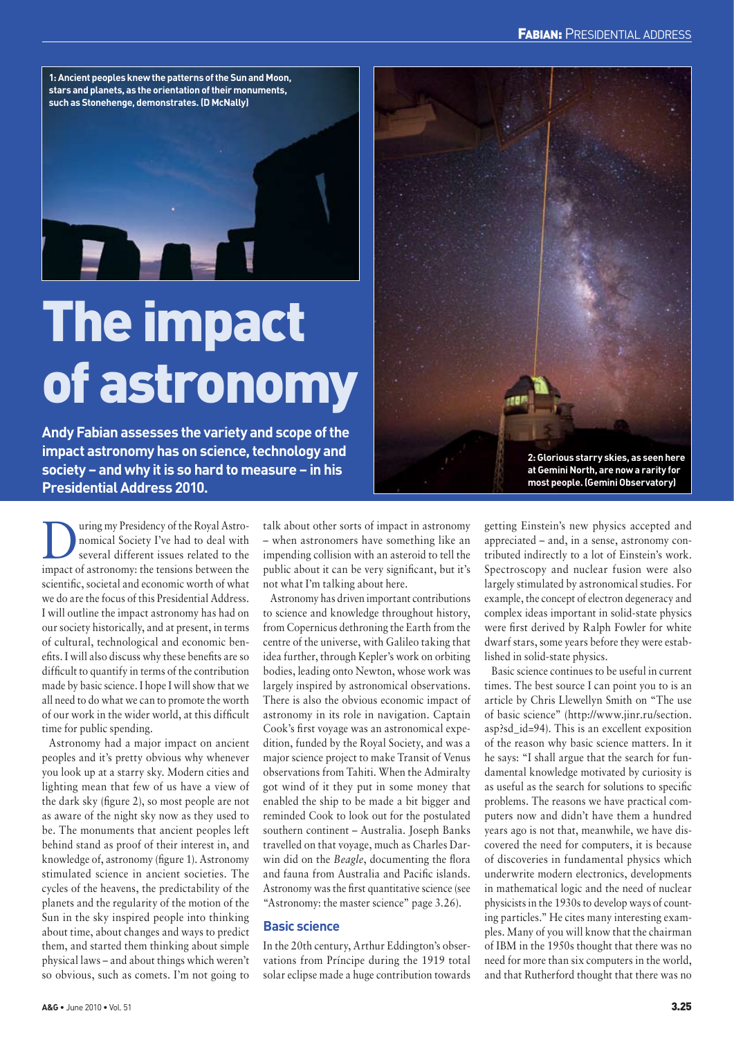1: Ancient peoples knew the patterns of the Sun and Moon, stars and planets, as the orientation of their monuments, such as Stonehenge, demonstrates. (D McNally)

# The impact of astronomy

**Andy Fabian assesses the variety and scope of the impact astronomy has on science, technology and society – and why it is so hard to measure – in his Presidential Address 2010.**

2: Glorious starry skies, as seen here at Gemini North, are now a rarity for most people. (Gemini Observatory)

During my Presidency of the Royal Astronomical Society I've had to deal with several different issues related to the impact of astronomy: the tensions between the scientific, societal and economic worth of what we do are the focus of this Presidential Address. I will outline the impact astronomy has had on our society historically, and at present, in terms of cultural, technological and economic benefits. I will also discuss why these benefits are so difficult to quantify in terms of the contribution made by basic science. I hope I will show that we all need to do what we can to promote the worth of our work in the wider world, at this difficult time for public spending.

Astronomy had a major impact on ancient peoples and it's pretty obvious why whenever you look up at a starry sky. Modern cities and lighting mean that few of us have a view of the dark sky (figure 2), so most people are not as aware of the night sky now as they used to be. The monuments that ancient peoples left behind stand as proof of their interest in, and knowledge of, astronomy (figure 1). Astronomy stimulated science in ancient societies. The cycles of the heavens, the predictability of the planets and the regularity of the motion of the Sun in the sky inspired people into thinking about time, about changes and ways to predict them, and started them thinking about simple physical laws – and about things which weren't so obvious, such as comets. I'm not going to talk about other sorts of impact in astronomy – when astronomers have something like an impending collision with an asteroid to tell the public about it can be very significant, but it's not what I'm talking about here.

Astronomy has driven important contributions to science and knowledge throughout history, from Copernicus dethroning the Earth from the centre of the universe, with Galileo taking that idea further, through Kepler's work on orbiting bodies, leading onto Newton, whose work was largely inspired by astronomical observations. There is also the obvious economic impact of astronomy in its role in navigation. Captain Cook's first voyage was an astronomical expedition, funded by the Royal Society, and was a major science project to make Transit of Venus observations from Tahiti. When the Admiralty got wind of it they put in some money that enabled the ship to be made a bit bigger and reminded Cook to look out for the postulated southern continent – Australia. Joseph Banks travelled on that voyage, much as Charles Darwin did on the *Beagle*, documenting the flora and fauna from Australia and Pacific islands. Astronomy was the first quantitative science (see "Astronomy: the master science" page 3.26).

## Basic science

In the 20th century, Arthur Eddington's observations from Príncipe during the 1919 total solar eclipse made a huge contribution towards getting Einstein's new physics accepted and appreciated – and, in a sense, astronomy contributed indirectly to a lot of Einstein's work. Spectroscopy and nuclear fusion were also largely stimulated by astronomical studies. For example, the concept of electron degeneracy and complex ideas important in solid-state physics were first derived by Ralph Fowler for white dwarf stars, some years before they were established in solid-state physics.

Basic science continues to be useful in current times. The best source I can point you to is an article by Chris Llewellyn Smith on "The use of basic science" (http://www.jinr.ru/section.asp?sd_id=94). This is an excellent exposition of the reason why basic science matters. In it he says: "I shall argue that the search for fundamental knowledge motivated by curiosity is as useful as the search for solutions to specific problems. The reasons we have practical computers now and didn't have them a hundred years ago is not that, meanwhile, we have discovered the need for computers, it is because of discoveries in fundamental physics which underwrite modern electronics, developments in mathematical logic and the need of nuclear physicists in the 1930s to develop ways of counting particles." He cites many interesting examples. Many of you will know that the chairman of IBM in the 1950s thought that there was no need for more than six computers in the world, and that Rutherford thought that there was no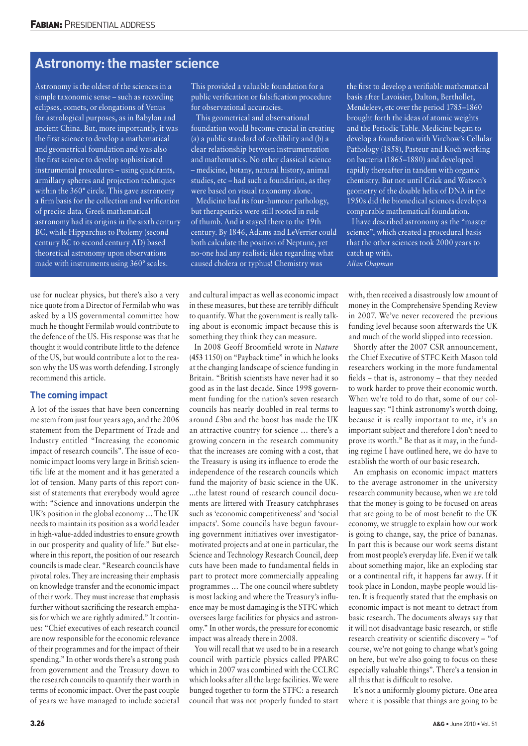## Astronomy: the master science

Astronomy is the oldest of the sciences in a simple taxonomic sense – such as recording eclipses, comets, or elongations of Venus for astrological purposes, as in Babylon and ancient China. But, more importantly, it was the first science to develop a mathematical and geometrical foundation and was also the first science to develop sophisticated instrumental procedures – using quadrants, armillary spheres and projection techniques within the 360° circle. This gave astronomy a firm basis for the collection and verification of precise data. Greek mathematical astronomy had its origins in the sixth century BC, while Hipparchus to Ptolemy (second century BC to second century AD) based theoretical astronomy upon observations made with instruments using 360° scales. This provided a valuable foundation for a public verification or falsification procedure for observational accuracies.

This geometrical and observational foundation would become crucial in creating (a) a public standard of credibility and (b) a clear relationship between instrumentation and mathematics. No other classical science – medicine, botany, natural history, animal studies, etc – had such a foundation, as they were based on visual taxonomy alone.

Medicine had its four-humour pathology, but therapeutics were still rooted in rule of thumb. And it stayed there to the 19th century. By 1846, Adams and LeVerrier could both calculate the position of Neptune, yet no-one had any realistic idea regarding what caused cholera or typhus! Chemistry was the first to develop a verifiable mathematical basis after Lavoisier, Dalton, Berthollet, Mendeleev, etc over the period 1785–1860 brought forth the ideas of atomic weights and the Periodic Table. Medicine began to develop a foundation with Virchow's Cellular Pathology (1858), Pasteur and Koch working on bacteria (1865–1880) and developed rapidly thereafter in tandem with organic chemistry. But not until Crick and Watson's geometry of the double helix of DNA in the 1950s did the biomedical sciences develop a comparable mathematical foundation.

I have described astronomy as the "master science", which created a procedural basis that the other sciences took 2000 years to catch up with.

*Allan Chapman*

use for nuclear physics, but there's also a very nice quote from a Director of Fermilab who was asked by a US governmental committee how much he thought Fermilab would contribute to the defence of the US. His response was that he thought it would contribute little to the defence of the US, but would contribute a lot to the reason why the US was worth defending. I strongly recommend this article.

### The coming impact

A lot of the issues that have been concerning me stem from just four years ago, and the 2006 statement from the Department of Trade and Industry entitled "Increasing the economic impact of research councils". The issue of economic impact looms very large in British scientific life at the moment and it has generated a lot of tension. Many parts of this report consist of statements that everybody would agree with: "Science and innovations underpin the UK's position in the global economy … The UK needs to maintain its position as a world leader in high-value-added industries to ensure growth in our prosperity and quality of life." But elsewhere in this report, the position of our research councils is made clear. "Research councils have pivotal roles. They are increasing their emphasis on knowledge transfer and the economic impact of their work. They must increase that emphasis further without sacrificing the research emphasis for which we are rightly admired." It continues: "Chief executives of each research council are now responsible for the economic relevance of their programmes and for the impact of their spending." In other words there's a strong push from government and the Treasury down to the research councils to quantify their worth in terms of economic impact. Over the past couple of years we have managed to include societal and cultural impact as well as economic impact in these measures, but these are terribly difficult to quantify. What the government is really talking about is economic impact because this is something they think they can measure.

In 2008 Geoff Broomfield wrote in *Nature* (**453** 1150) on "Payback time" in which he looks at the changing landscape of science funding in Britain. "British scientists have never had it so good as in the last decade. Since 1998 government funding for the nation's seven research councils has nearly doubled in real terms to around £3bn and the boost has made the UK an attractive country for science … there's a growing concern in the research community that the increases are coming with a cost, that the Treasury is using its influence to erode the independence of the research councils which fund the majority of basic science in the UK. …the latest round of research council documents are littered with Treasury catchphrases such as 'economic competitiveness' and 'social impacts'. Some councils have begun favouring government initiatives over investigator-motivated projects and at one in particular, the Science and Technology Research Council, deep cuts have been made to fundamental fields in part to protect more commercially appealing programmes … The one council where subtlety is most lacking and where the Treasury's influence may be most damaging is the STFC which oversees large facilities for physics and astronomy." In other words, the pressure for economic impact was already there in 2008.

You will recall that we used to be in a research council with particle physics called PPARC which in 2007 was combined with the CCLRC which looks after all the large facilities. We were bunged together to form the STFC: a research council that was not properly funded to start with, then received a disastrously low amount of money in the Comprehensive Spending Review in 2007. We've never recovered the previous funding level because soon afterwards the UK and much of the world slipped into recession.

Shortly after the 2007 CSR announcement, the Chief Executive of STFC Keith Mason told researchers working in the more fundamental fields – that is, astronomy – that they needed to work harder to prove their economic worth. When we're told to do that, some of our colleagues say: "I think astronomy's worth doing, because it is really important to me, it's an important subject and therefore I don't need to prove its worth." Be that as it may, in the funding regime I have outlined here, we do have to establish the worth of our basic research.

An emphasis on economic impact matters to the average astronomer in the university research community because, when we are told that the money is going to be focused on areas that are going to be of most benefit to the UK economy, we struggle to explain how our work is going to change, say, the price of bananas. In part this is because our work seems distant from most people's everyday life. Even if we talk about something major, like an exploding star or a continental rift, it happens far away. If it took place in London, maybe people would listen. It is frequently stated that the emphasis on economic impact is not meant to detract from basic research. The documents always say that it will not disadvantage basic research, or stifle research creativity or scientific discovery – "of course, we're not going to change what's going on here, but we're also going to focus on these especially valuable things". There's a tension in all this that is difficult to resolve.

It's not a uniformly gloomy picture. One area where it is possible that things are going to be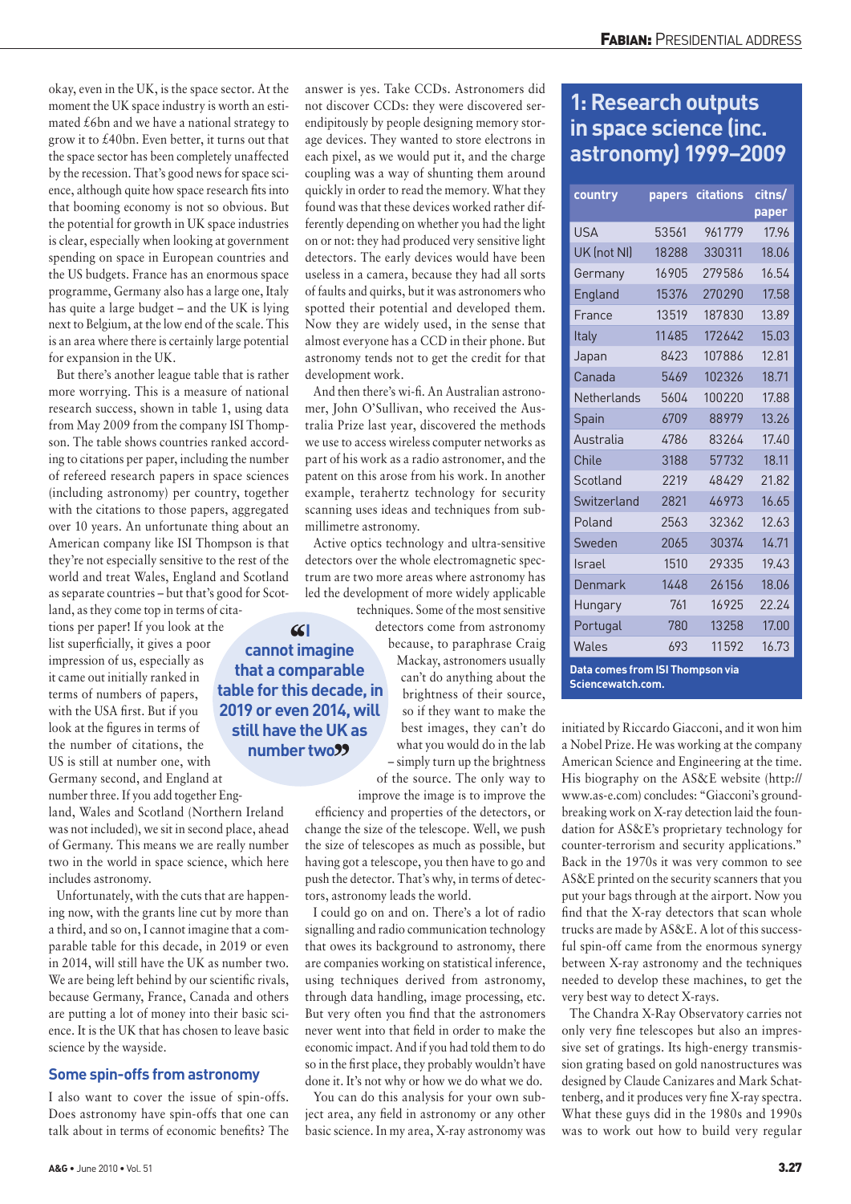okay, even in the UK, is the space sector. At the moment the UK space industry is worth an estimated £6bn and we have a national strategy to grow it to £40bn. Even better, it turns out that the space sector has been completely unaffected by the recession. That's good news for space science, although quite how space research fits into that booming economy is not so obvious. But the potential for growth in UK space industries is clear, especially when looking at government spending on space in European countries and the US budgets. France has an enormous space programme, Germany also has a large one, Italy has quite a large budget – and the UK is lying next to Belgium, at the low end of the scale. This is an area where there is certainly large potential for expansion in the UK.

But there's another league table that is rather more worrying. This is a measure of national research success, shown in table 1, using data from May 2009 from the company ISI Thompson. The table shows countries ranked according to citations per paper, including the number of refereed research papers in space sciences (including astronomy) per country, together with the citations to those papers, aggregated over 10 years. An unfortunate thing about an American company like ISI Thompson is that they're not especially sensitive to the rest of the world and treat Wales, England and Scotland as separate countries – but that's good for Scotland, as they come top in terms of citations per paper! If you look at the list superficially, it gives a poor impression of us, especially as it came out initially ranked in terms of numbers of papers, with the USA first. But if you look at the figures in terms of the number of citations, the US is still at number one, with Germany second, and England at number three. If you add together England, Wales and Scotland (Northern Ireland was not included), we sit in second place, ahead of Germany. This means we are really number two in the world in space science, which here includes astronomy.

Unfortunately, with the cuts that are happening now, with the grants line cut by more than a third, and so on, I cannot imagine that a comparable table for this decade, in 2019 or even in 2014, will still have the UK as number two. We are being left behind by our scientific rivals, because Germany, France, Canada and others are putting a lot of money into their basic science. It is the UK that has chosen to leave basic science by the wayside.

> "I cannot imagine that a comparable table for this decade, in 2019 or even 2014, will still have the UK as number two"

## Some spin-offs from astronomy

I also want to cover the issue of spin-offs. Does astronomy have spin-offs that one can talk about in terms of economic benefits? The answer is yes. Take CCDs. Astronomers did not discover CCDs: they were discovered serendipitously by people designing memory storage devices. They wanted to store electrons in each pixel, as we would put it, and the charge coupling was a way of shunting them around quickly in order to read the memory. What they found was that these devices worked rather differently depending on whether you had the light on or not: they had produced very sensitive light detectors. The early devices would have been useless in a camera, because they had all sorts of faults and quirks, but it was astronomers who spotted their potential and developed them. Now they are widely used, in the sense that almost everyone has a CCD in their phone. But astronomy tends not to get the credit for that development work.

And then there's wi-fi. An Australian astronomer, John O'Sullivan, who received the Australia Prize last year, discovered the methods we use to access wireless computer networks as part of his work as a radio astronomer, and the patent on this arose from his work. In another example, terahertz technology for security scanning uses ideas and techniques from sub-millimetre astronomy.

Active optics technology and ultra-sensitive detectors over the whole electromagnetic spectrum are two more areas where astronomy has led the development of more widely applicable techniques. Some of the most sensitive detectors come from astronomy because, to paraphrase Craig Mackay, astronomers usually can't do anything about the brightness of their source, so if they want to make the best images, they can't do what you would do in the lab – simply turn up the brightness of the source. The only way to improve the image is to improve the efficiency and properties of the detectors, or change the size of the telescope. Well, we push the size of telescopes as much as possible, but having got a telescope, you then have to go and push the detector. That's why, in terms of detectors, astronomy leads the world.

I could go on and on. There's a lot of radio signalling and radio communication technology that owes its background to astronomy, there are companies working on statistical inference, using techniques derived from astronomy, through data handling, image processing, etc. But very often you find that the astronomers never went into that field in order to make the economic impact. And if you had told them to do so in the first place, they probably wouldn't have done it. It's not why or how we do what we do.

You can do this analysis for your own subject area, any field in astronomy or any other basic science. In my area, X-ray astronomy was initiated by Riccardo Giacconi, and it won him a Nobel Prize. He was working at the company American Science and Engineering at the time. His biography on the AS&E website (http://www.as-e.com) concludes: "Giacconi's groundbreaking work on X-ray detection laid the foundation for AS&E's proprietary technology for counter-terrorism and security applications." Back in the 1970s it was very common to see AS&E printed on the security scanners that you put your bags through at the airport. Now you find that the X-ray detectors that scan whole trucks are made by AS&E. A lot of this successful spin-off came from the enormous synergy between X-ray astronomy and the techniques needed to develop these machines, to get the very best way to detect X-rays.

The Chandra X-Ray Observatory carries not only very fine telescopes but also an impressive set of gratings. Its high-energy transmission grating based on gold nanostructures was designed by Claude Canizares and Mark Schattenberg, and it produces very fine X-ray spectra. What these guys did in the 1980s and 1990s was to work out how to build very regular

**1: Research outputs in space science (inc. astronomy) 1999–2009**

| country | papers | citations | citns/paper |
|---|---|---|---|
| USA | 53561 | 961779 | 17.96 |
| UK (not NI) | 18288 | 330311 | 18.06 |
| Germany | 16905 | 279586 | 16.54 |
| England | 15376 | 270290 | 17.58 |
| France | 13519 | 187830 | 13.89 |
| Italy | 11485 | 172642 | 15.03 |
| Japan | 8423 | 107886 | 12.81 |
| Canada | 5469 | 102326 | 18.71 |
| Netherlands | 5604 | 100220 | 17.88 |
| Spain | 6709 | 88979 | 13.26 |
| Australia | 4786 | 83264 | 17.40 |
| Chile | 3188 | 57732 | 18.11 |
| Scotland | 2219 | 48429 | 21.82 |
| Switzerland | 2821 | 46973 | 16.65 |
| Poland | 2563 | 32362 | 12.63 |
| Sweden | 2065 | 30374 | 14.71 |
| Israel | 1510 | 29335 | 19.43 |
| Denmark | 1448 | 26156 | 18.06 |
| Hungary | 761 | 16925 | 22.24 |
| Portugal | 780 | 13258 | 17.00 |
| Wales | 693 | 11592 | 16.73 |

Data comes from ISI Thompson via Sciencewatch.com.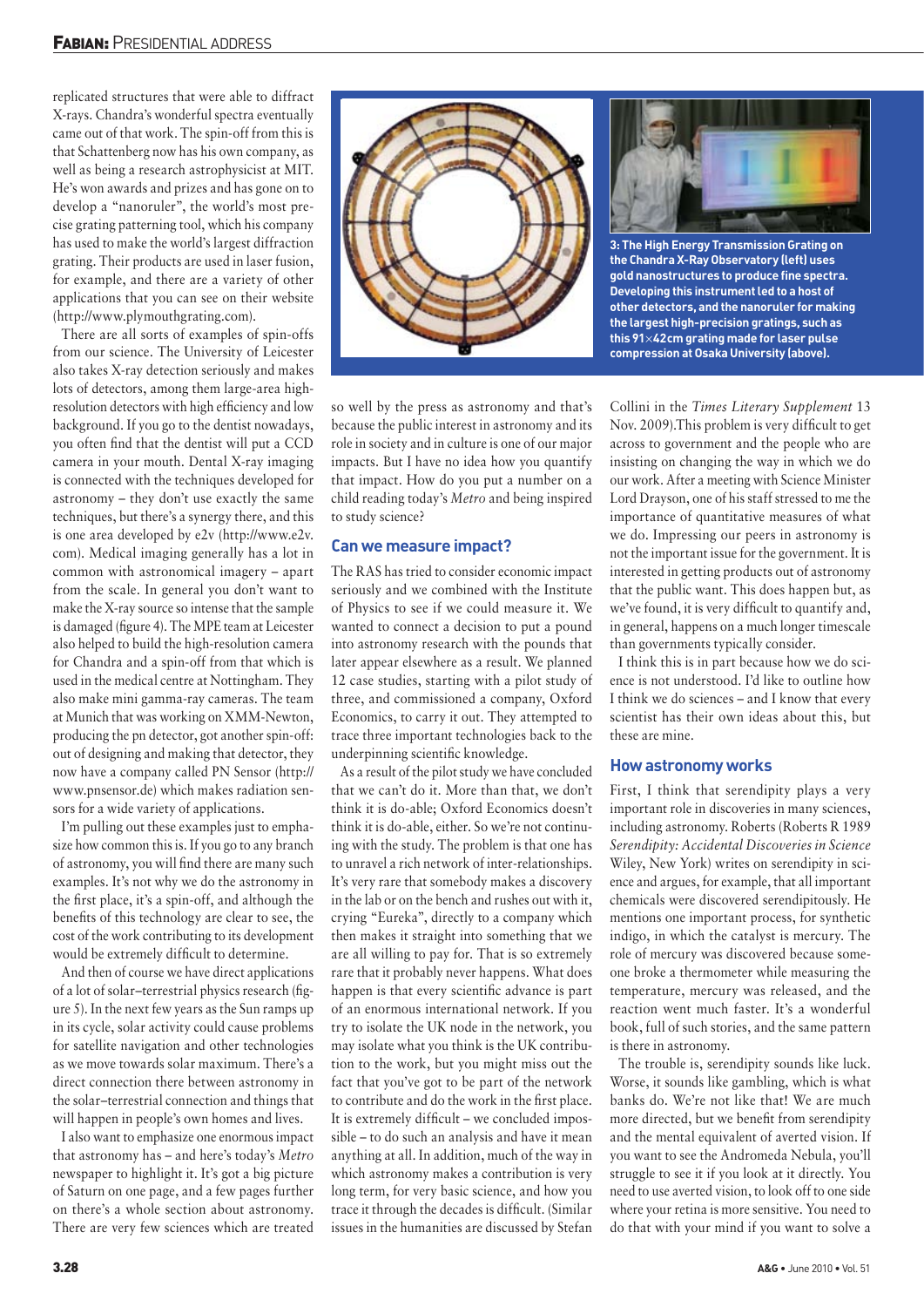replicated structures that were able to diffract X-rays. Chandra's wonderful spectra eventually came out of that work. The spin-off from this is that Schattenberg now has his own company, as well as being a research astrophysicist at MIT. He's won awards and prizes and has gone on to develop a "nanoruler", the world's most precise grating patterning tool, which his company has used to make the world's largest diffraction grating. Their products are used in laser fusion, for example, and there are a variety of other applications that you can see on their website (http://www.plymouthgrating.com).

There are all sorts of examples of spin-offs from our science. The University of Leicester also takes X-ray detection seriously and makes lots of detectors, among them large-area high-resolution detectors with high efficiency and low background. If you go to the dentist nowadays, you often find that the dentist will put a CCD camera in your mouth. Dental X-ray imaging is connected with the techniques developed for astronomy – they don't use exactly the same techniques, but there's a synergy there, and this is one area developed by e2v (http://www.e2v.com). Medical imaging generally has a lot in common with astronomical imagery – apart from the scale. In general you don't want to make the X-ray source so intense that the sample is damaged (figure 4). The MPE team at Leicester also helped to build the high-resolution camera for Chandra and a spin-off from that which is used in the medical centre at Nottingham. They also make mini gamma-ray cameras. The team at Munich that was working on XMM-Newton, producing the pn detector, got another spin-off: out of designing and making that detector, they now have a company called PN Sensor (http://www.pnsensor.de) which makes radiation sensors for a wide variety of applications.

I'm pulling out these examples just to emphasize how common this is. If you go to any branch of astronomy, you will find there are many such examples. It's not why we do the astronomy in the first place, it's a spin-off, and although the benefits of this technology are clear to see, the cost of the work contributing to its development would be extremely difficult to determine.

And then of course we have direct applications of a lot of solar–terrestrial physics research (figure 5). In the next few years as the Sun ramps up in its cycle, solar activity could cause problems for satellite navigation and other technologies as we move towards solar maximum. There's a direct connection there between astronomy in the solar–terrestrial connection and things that will happen in people's own homes and lives.

I also want to emphasize one enormous impact that astronomy has – and here's today's *Metro* newspaper to highlight it. It's got a big picture of Saturn on one page, and a few pages further on there's a whole section about astronomy. There are very few sciences which are treated so well by the press as astronomy and that's because the public interest in astronomy and its role in society and in culture is one of our major impacts. But I have no idea how you quantify that impact. How do you put a number on a child reading today's *Metro* and being inspired to study science?

**3: The High Energy Transmission Grating on the Chandra X-Ray Observatory (left) uses gold nanostructures to produce fine spectra. Developing this instrument led to a host of other detectors, and the nanoruler for making the largest high-precision gratings, such as this 91×42 cm grating made for laser pulse compression at Osaka University (above).**

## Can we measure impact?

The RAS has tried to consider economic impact seriously and we combined with the Institute of Physics to see if we could measure it. We wanted to connect a decision to put a pound into astronomy research with the pounds that later appear elsewhere as a result. We planned 12 case studies, starting with a pilot study of three, and commissioned a company, Oxford Economics, to carry it out. They attempted to trace three important technologies back to the underpinning scientific knowledge.

As a result of the pilot study we have concluded that we can't do it. More than that, we don't think it is do-able; Oxford Economics doesn't think it is do-able, either. So we're not continuing with the study. The problem is that one has to unravel a rich network of inter-relationships. It's very rare that somebody makes a discovery in the lab or on the bench and rushes out with it, crying "Eureka", directly to a company which then makes it straight into something that we are all willing to pay for. That is so extremely rare that it probably never happens. What does happen is that every scientific advance is part of an enormous international network. If you try to isolate the UK node in the network, you may isolate what you think is the UK contribution to the work, but you might miss out the fact that you've got to be part of the network to contribute and do the work in the first place. It is extremely difficult – we concluded impossible – to do such an analysis and have it mean anything at all. In addition, much of the way in which astronomy makes a contribution is very long term, for very basic science, and how you trace it through the decades is difficult. (Similar issues in the humanities are discussed by Stefan Collini in the *Times Literary Supplement* 13 Nov. 2009).This problem is very difficult to get across to government and the people who are insisting on changing the way in which we do our work. After a meeting with Science Minister Lord Drayson, one of his staff stressed to me the importance of quantitative measures of what we do. Impressing our peers in astronomy is not the important issue for the government. It is interested in getting products out of astronomy that the public want. This does happen but, as we've found, it is very difficult to quantify and, in general, happens on a much longer timescale than governments typically consider.

I think this is in part because how we do science is not understood. I'd like to outline how I think we do sciences – and I know that every scientist has their own ideas about this, but these are mine.

## How astronomy works

First, I think that serendipity plays a very important role in discoveries in many sciences, including astronomy. Roberts (Roberts R 1989 *Serendipity: Accidental Discoveries in Science* Wiley, New York) writes on serendipity in science and argues, for example, that all important chemicals were discovered serendipitously. He mentions one important process, for synthetic indigo, in which the catalyst is mercury. The role of mercury was discovered because someone broke a thermometer while measuring the temperature, mercury was released, and the reaction went much faster. It's a wonderful book, full of such stories, and the same pattern is there in astronomy.

The trouble is, serendipity sounds like luck. Worse, it sounds like gambling, which is what banks do. We're not like that! We are much more directed, but we benefit from serendipity and the mental equivalent of averted vision. If you want to see the Andromeda Nebula, you'll struggle to see it if you look at it directly. You need to use averted vision, to look off to one side where your retina is more sensitive. You need to do that with your mind if you want to solve a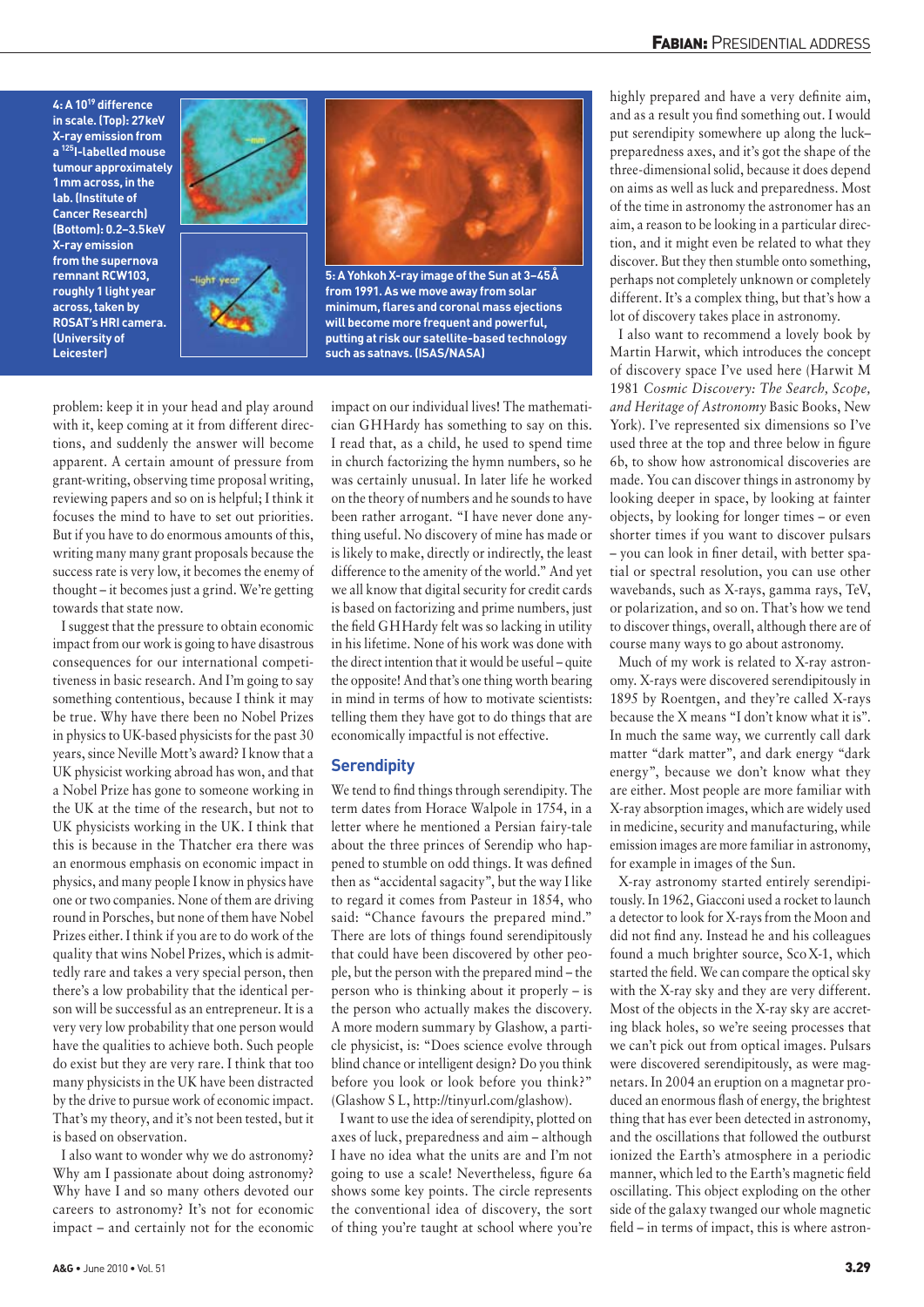4: A $10^{19}$ difference in scale. (Top): 27 keV X-ray emission from a $^{125}$I-labelled mouse tumour approximately 1 mm across, in the lab. (Institute of Cancer Research) (Bottom): 0.2–3.5 keV X-ray emission from the supernova remnant RCW103, roughly 1 light year across, taken by ROSAT's HRI camera. (University of Leicester)

5: A Yohkoh X-ray image of the Sun at 3–45 Å from 1991. As we move away from solar minimum, flares and coronal mass ejections will become more frequent and powerful, putting at risk our satellite-based technology such as satnavs. (ISAS/NASA)

problem: keep it in your head and play around with it, keep coming at it from different directions, and suddenly the answer will become apparent. A certain amount of pressure from grant-writing, observing time proposal writing, reviewing papers and so on is helpful; I think it focuses the mind to have to set out priorities. But if you have to do enormous amounts of this, writing many many grant proposals because the success rate is very low, it becomes the enemy of thought – it becomes just a grind. We're getting towards that state now.

I suggest that the pressure to obtain economic impact from our work is going to have disastrous consequences for our international competitiveness in basic research. And I'm going to say something contentious, because I think it may be true. Why have there been no Nobel Prizes in physics to UK-based physicists for the past 30 years, since Neville Mott's award? I know that a UK physicist working abroad has won, and that a Nobel Prize has gone to someone working in the UK at the time of the research, but not to UK physicists working in the UK. I think that this is because in the Thatcher era there was an enormous emphasis on economic impact in physics, and many people I know in physics have one or two companies. None of them are driving round in Porsches, but none of them have Nobel Prizes either. I think if you are to do work of the quality that wins Nobel Prizes, which is admittedly rare and takes a very special person, then there's a low probability that the identical person will be successful as an entrepreneur. It is a very very low probability that one person would have the qualities to achieve both. Such people do exist but they are very rare. I think that too many physicists in the UK have been distracted by the drive to pursue work of economic impact. That's my theory, and it's not been tested, but it is based on observation.

I also want to wonder why we do astronomy? Why am I passionate about doing astronomy? Why have I and so many others devoted our careers to astronomy? It's not for economic impact – and certainly not for the economic impact on our individual lives! The mathematician GH Hardy has something to say on this. I read that, as a child, he used to spend time in church factorizing the hymn numbers, so he was certainly unusual. In later life he worked on the theory of numbers and he sounds to have been rather arrogant. "I have never done anything useful. No discovery of mine has made or is likely to make, directly or indirectly, the least difference to the amenity of the world." And yet we all know that digital security for credit cards is based on factorizing and prime numbers, just the field GH Hardy felt was so lacking in utility in his lifetime. None of his work was done with the direct intention that it would be useful – quite the opposite! And that's one thing worth bearing in mind in terms of how to motivate scientists: telling them they have got to do things that are economically impactful is not effective.

## Serendipity

We tend to find things through serendipity. The term dates from Horace Walpole in 1754, in a letter where he mentioned a Persian fairy-tale about the three princes of Serendip who happened to stumble on odd things. It was defined then as "accidental sagacity", but the way I like to regard it comes from Pasteur in 1854, who said: "Chance favours the prepared mind." There are lots of things found serendipitously that could have been discovered by other people, but the person with the prepared mind – the person who is thinking about it properly – is the person who actually makes the discovery. A more modern summary by Glashow, a particle physicist, is: "Does science evolve through blind chance or intelligent design? Do you think before you look or look before you think?" (Glashow S L, http://tinyurl.com/glashow).

I want to use the idea of serendipity, plotted on axes of luck, preparedness and aim – although I have no idea what the units are and I'm not going to use a scale! Nevertheless, figure 6a shows some key points. The circle represents the conventional idea of discovery, the sort of thing you're taught at school where you're highly prepared and have a very definite aim, and as a result you find something out. I would put serendipity somewhere up along the luck–preparedness axes, and it's got the shape of the three-dimensional solid, because it does depend on aims as well as luck and preparedness. Most of the time in astronomy the astronomer has an aim, a reason to be looking in a particular direction, and it might even be related to what they discover. But they then stumble onto something, perhaps not completely unknown or completely different. It's a complex thing, but that's how a lot of discovery takes place in astronomy.

I also want to recommend a lovely book by Martin Harwit, which introduces the concept of discovery space I've used here (Harwit M 1981 *Cosmic Discovery: The Search, Scope, and Heritage of Astronomy* Basic Books, New York). I've represented six dimensions so I've used three at the top and three below in figure 6b, to show how astronomical discoveries are made. You can discover things in astronomy by looking deeper in space, by looking at fainter objects, by looking for longer times – or even shorter times if you want to discover pulsars – you can look in finer detail, with better spatial or spectral resolution, you can use other wavebands, such as X-rays, gamma rays, TeV, or polarization, and so on. That's how we tend to discover things, overall, although there are of course many ways to go about astronomy.

Much of my work is related to X-ray astronomy. X-rays were discovered serendipitously in 1895 by Roentgen, and they're called X-rays because the X means "I don't know what it is". In much the same way, we currently call dark matter "dark matter", and dark energy "dark energy", because we don't know what they are either. Most people are more familiar with X-ray absorption images, which are widely used in medicine, security and manufacturing, while emission images are more familiar in astronomy, for example in images of the Sun.

X-ray astronomy started entirely serendipitously. In 1962, Giacconi used a rocket to launch a detector to look for X-rays from the Moon and did not find any. Instead he and his colleagues found a much brighter source, Sco X-1, which started the field. We can compare the optical sky with the X-ray sky and they are very different. Most of the objects in the X-ray sky are accreting black holes, so we're seeing processes that we can't pick out from optical images. Pulsars were discovered serendipitously, as were magnetars. In 2004 an eruption on a magnetar produced an enormous flash of energy, the brightest thing that has ever been detected in astronomy, and the oscillations that followed the outburst ionized the Earth's atmosphere in a periodic manner, which led to the Earth's magnetic field oscillating. This object exploding on the other side of the galaxy twanged our whole magnetic field – in terms of impact, this is where astron-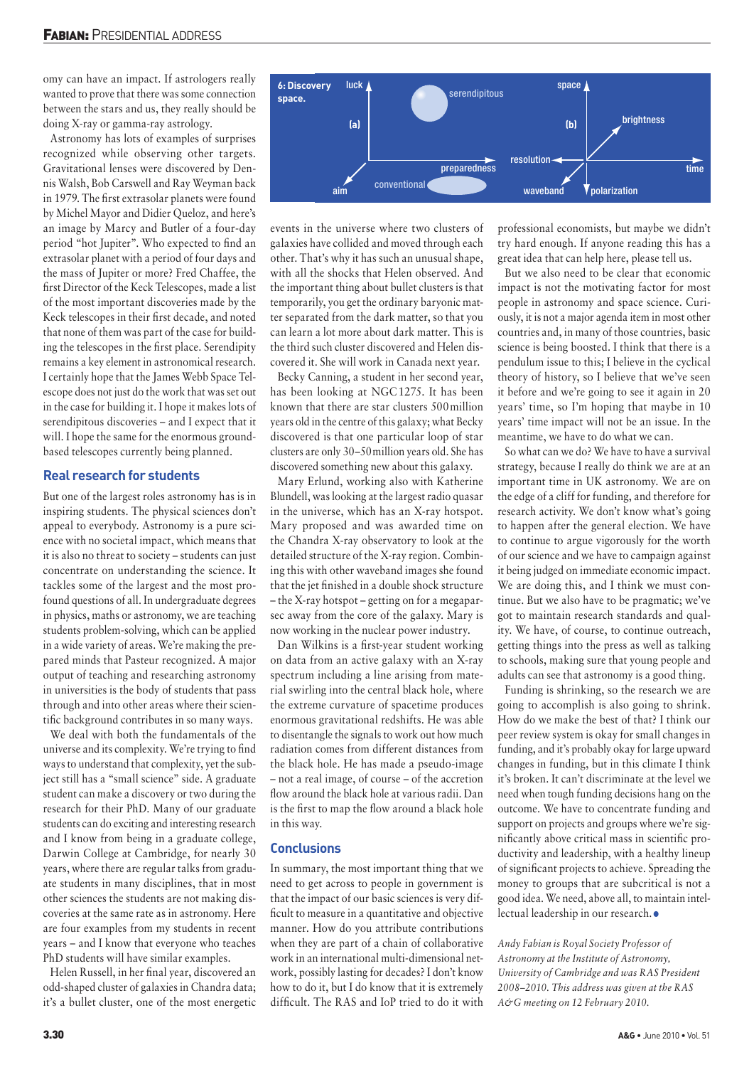omy can have an impact. If astrologers really wanted to prove that there was some connection between the stars and us, they really should be doing X-ray or gamma-ray astrology.

Astronomy has lots of examples of surprises recognized while observing other targets. Gravitational lenses were discovered by Dennis Walsh, Bob Carswell and Ray Weyman back in 1979. The first extrasolar planets were found by Michel Mayor and Didier Queloz, and here's an image by Marcy and Butler of a four-day period "hot Jupiter". Who expected to find an extrasolar planet with a period of four days and the mass of Jupiter or more? Fred Chaffee, the first Director of the Keck Telescopes, made a list of the most important discoveries made by the Keck telescopes in their first decade, and noted that none of them was part of the case for building the telescopes in the first place. Serendipity remains a key element in astronomical research. I certainly hope that the James Webb Space Telescope does not just do the work that was set out in the case for building it. I hope it makes lots of serendipitous discoveries – and I expect that it will. I hope the same for the enormous ground-based telescopes currently being planned.

## Real research for students

But one of the largest roles astronomy has is in inspiring students. The physical sciences don't appeal to everybody. Astronomy is a pure science with no societal impact, which means that it is also no threat to society – students can just concentrate on understanding the science. It tackles some of the largest and the most profound questions of all. In undergraduate degrees in physics, maths or astronomy, we are teaching students problem-solving, which can be applied in a wide variety of areas. We're making the prepared minds that Pasteur recognized. A major output of teaching and researching astronomy in universities is the body of students that pass through and into other areas where their scientific background contributes in so many ways.

We deal with both the fundamentals of the universe and its complexity. We're trying to find ways to understand that complexity, yet the subject still has a "small science" side. A graduate student can make a discovery or two during the research for their PhD. Many of our graduate students can do exciting and interesting research and I know from being in a graduate college, Darwin College at Cambridge, for nearly 30 years, where there are regular talks from graduate students in many disciplines, that in most other sciences the students are not making discoveries at the same rate as in astronomy. Here are four examples from my students in recent years – and I know that everyone who teaches PhD students will have similar examples.

Helen Russell, in her final year, discovered an odd-shaped cluster of galaxies in Chandra data; it's a bullet cluster, one of the most energetic events in the universe where two clusters of galaxies have collided and moved through each other. That's why it has such an unusual shape, with all the shocks that Helen observed. And the important thing about bullet clusters is that temporarily, you get the ordinary baryonic matter separated from the dark matter, so that you can learn a lot more about dark matter. This is the third such cluster discovered and Helen discovered it. She will work in Canada next year.

Becky Canning, a student in her second year, has been looking at NGC 1275. It has been known that there are star clusters 500 million years old in the centre of this galaxy; what Becky discovered is that one particular loop of star clusters are only 30–50 million years old. She has discovered something new about this galaxy.

Mary Erlund, working also with Katherine Blundell, was looking at the largest radio quasar in the universe, which has an X-ray hotspot. Mary proposed and was awarded time on the Chandra X-ray observatory to look at the detailed structure of the X-ray region. Combining this with other waveband images she found that the jet finished in a double shock structure – the X-ray hotspot – getting on for a megaparsec away from the core of the galaxy. Mary is now working in the nuclear power industry.

Dan Wilkins is a first-year student working on data from an active galaxy with an X-ray spectrum including a line arising from material swirling into the central black hole, where the extreme curvature of spacetime produces enormous gravitational redshifts. He was able to disentangle the signals to work out how much radiation comes from different distances from the black hole. He has made a pseudo-image – not a real image, of course – of the accretion flow around the black hole at various radii. Dan is the first to map the flow around a black hole in this way.

6: Discovery space.
(a)
luck
serendipitous
preparedness
conventional
aim
(b)
space
brightness
resolution
time
waveband
polarization

## Conclusions

In summary, the most important thing that we need to get across to people in government is that the impact of our basic sciences is very difficult to measure in a quantitative and objective manner. How do you attribute contributions when they are part of a chain of collaborative work in an international multi-dimensional network, possibly lasting for decades? I don't know how to do it, but I do know that it is extremely difficult. The RAS and IoP tried to do it with professional economists, but maybe we didn't try hard enough. If anyone reading this has a great idea that can help here, please tell us.

But we also need to be clear that economic impact is not the motivating factor for most people in astronomy and space science. Curiously, it is not a major agenda item in most other countries and, in many of those countries, basic science is being boosted. I think that there is a pendulum issue to this; I believe in the cyclical theory of history, so I believe that we've seen it before and we're going to see it again in 20 years' time, so I'm hoping that maybe in 10 years' time impact will not be an issue. In the meantime, we have to do what we can.

So what can we do? We have to have a survival strategy, because I really do think we are at an important time in UK astronomy. We are on the edge of a cliff for funding, and therefore for research activity. We don't know what's going to happen after the general election. We have to continue to argue vigorously for the worth of our science and we have to campaign against it being judged on immediate economic impact. We are doing this, and I think we must continue. But we also have to be pragmatic; we've got to maintain research standards and quality. We have, of course, to continue outreach, getting things into the press as well as talking to schools, making sure that young people and adults can see that astronomy is a good thing.

Funding is shrinking, so the research we are going to accomplish is also going to shrink. How do we make the best of that? I think our peer review system is okay for small changes in funding, and it's probably okay for large upward changes in funding, but in this climate I think it's broken. It can't discriminate at the level we need when tough funding decisions hang on the outcome. We have to concentrate funding and support on projects and groups where we're significantly above critical mass in scientific productivity and leadership, with a healthy lineup of significant projects to achieve. Spreading the money to groups that are subcritical is not a good idea. We need, above all, to maintain intellectual leadership in our research. ●

*Andy Fabian is Royal Society Professor of Astronomy at the Institute of Astronomy, University of Cambridge and was RAS President 2008–2010. This address was given at the RAS A&G meeting on 12 February 2010.*